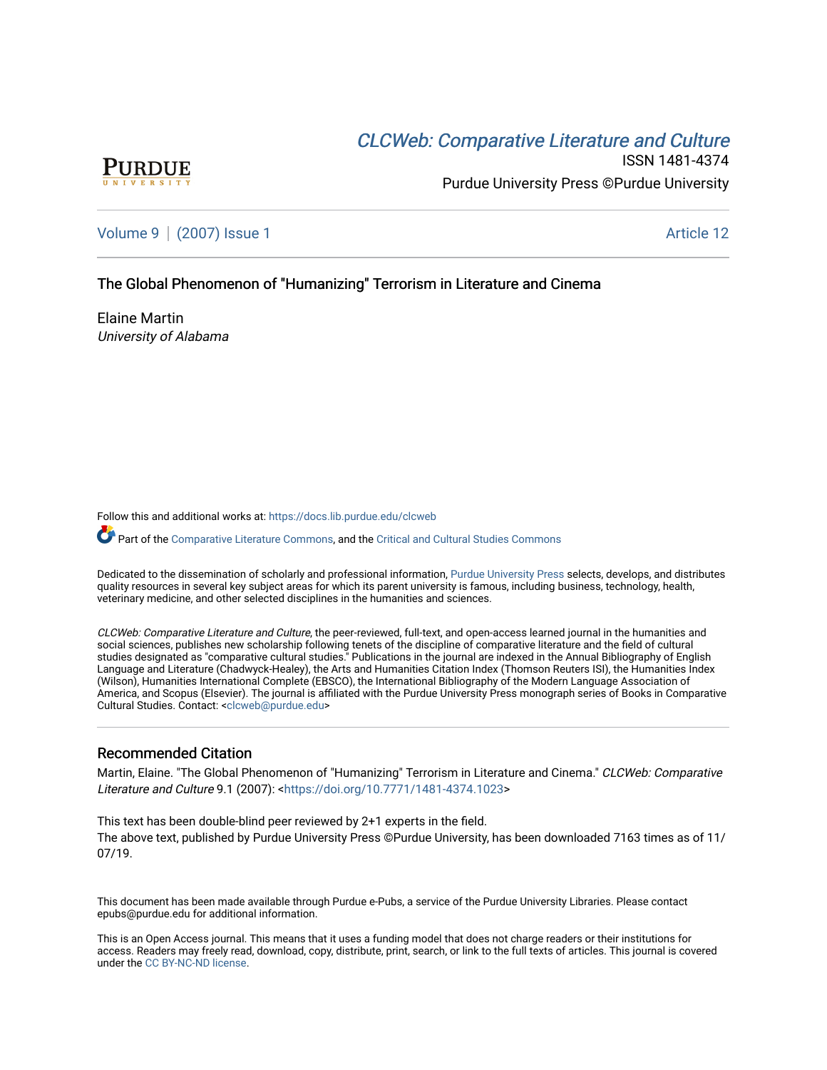CLCWeb: Comparative Literature and Culture

ISSN 1481-4374

Purdue University Press ©Purdue University

Volume 9 | (2007) Issue 1 Article 12

# The Global Phenomenon of "Humanizing" Terrorism in Literature and Cinema

Elaine Martin

*University of Alabama*

Follow this and additional works at: https://docs.lib.purdue.edu/clcweb

Part of the Comparative Literature Commons, and the Critical and Cultural Studies Commons

Dedicated to the dissemination of scholarly and professional information, Purdue University Press selects, develops, and distributes quality resources in several key subject areas for which its parent university is famous, including business, technology, health, veterinary medicine, and other selected disciplines in the humanities and sciences.

*CLCWeb: Comparative Literature and Culture*, the peer-reviewed, full-text, and open-access learned journal in the humanities and social sciences, publishes new scholarship following tenets of the discipline of comparative literature and the field of cultural studies designated as "comparative cultural studies." Publications in the journal are indexed in the Annual Bibliography of English Language and Literature (Chadwyck-Healey), the Arts and Humanities Citation Index (Thomson Reuters ISI), the Humanities Index (Wilson), Humanities International Complete (EBSCO), the International Bibliography of the Modern Language Association of America, and Scopus (Elsevier). The journal is affiliated with the Purdue University Press monograph series of Books in Comparative Cultural Studies. Contact: <clcweb@purdue.edu>

## Recommended Citation

Martin, Elaine. "The Global Phenomenon of "Humanizing" Terrorism in Literature and Cinema." *CLCWeb: Comparative Literature and Culture* 9.1 (2007): <https://doi.org/10.7771/1481-4374.1023>

This text has been double-blind peer reviewed by 2+1 experts in the field.

The above text, published by Purdue University Press ©Purdue University, has been downloaded 7163 times as of 11/07/19.

This document has been made available through Purdue e-Pubs, a service of the Purdue University Libraries. Please contact epubs@purdue.edu for additional information.

This is an Open Access journal. This means that it uses a funding model that does not charge readers or their institutions for access. Readers may freely read, download, copy, distribute, print, search, or link to the full texts of articles. This journal is covered under the CC BY-NC-ND license.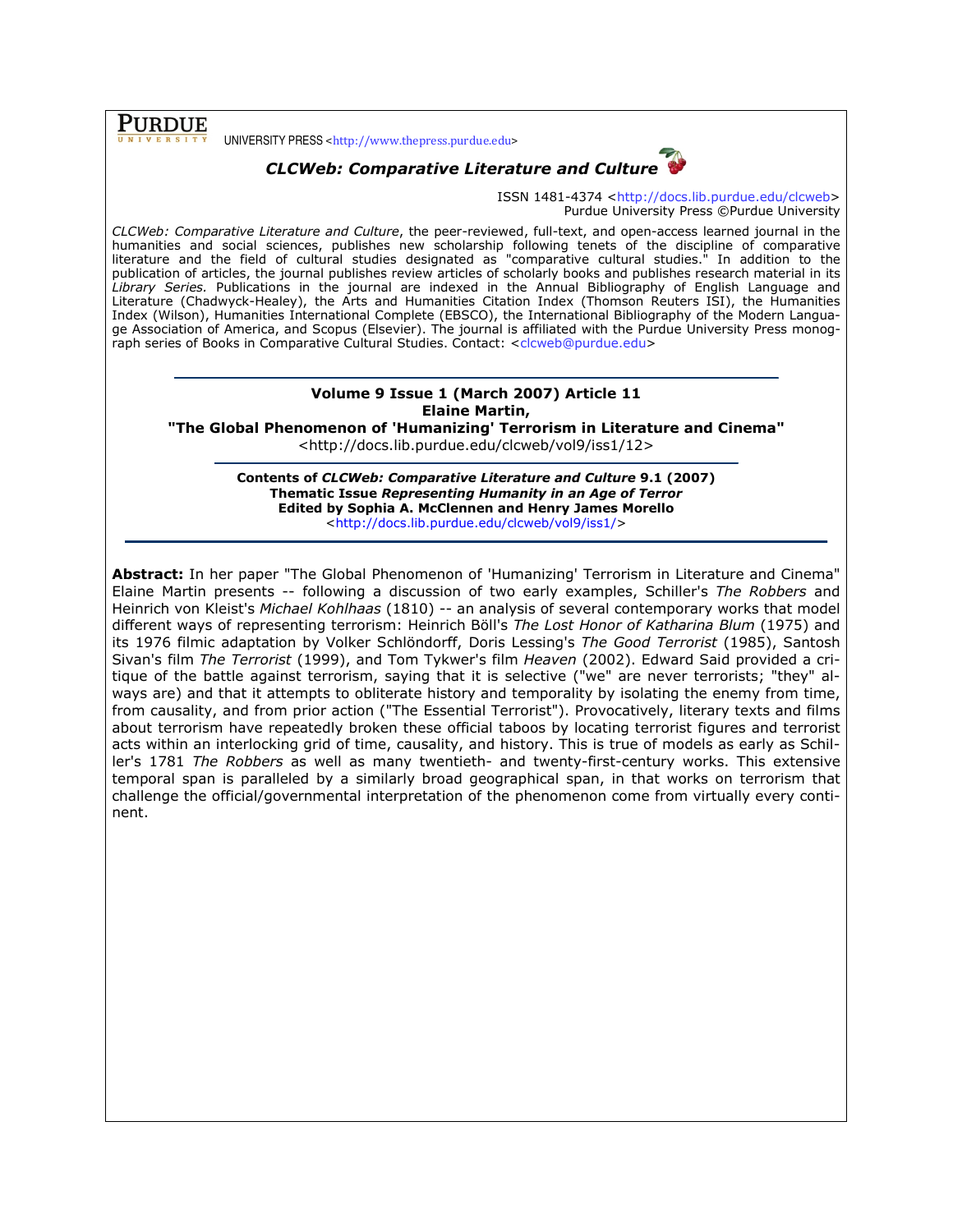**PURDUE UNIVERSITY** UNIVERSITY PRESS <http://www.thepress.purdue.edu>

***CLCWeb: Comparative Literature and Culture***

ISSN 1481-4374 <http://docs.lib.purdue.edu/clcweb>
Purdue University Press ©Purdue University

*CLCWeb: Comparative Literature and Culture*, the peer-reviewed, full-text, and open-access learned journal in the humanities and social sciences, publishes new scholarship following tenets of the discipline of comparative literature and the field of cultural studies designated as "comparative cultural studies." In addition to the publication of articles, the journal publishes review articles of scholarly books and publishes research material in its *Library Series*. Publications in the journal are indexed in the Annual Bibliography of English Language and Literature (Chadwyck-Healey), the Arts and Humanities Citation Index (Thomson Reuters ISI), the Humanities Index (Wilson), Humanities International Complete (EBSCO), the International Bibliography of the Modern Language Association of America, and Scopus (Elsevier). The journal is affiliated with the Purdue University Press monograph series of Books in Comparative Cultural Studies. Contact: <clcweb@purdue.edu>

---

**Volume 9 Issue 1 (March 2007) Article 11**
**Elaine Martin,**
**"The Global Phenomenon of 'Humanizing' Terrorism in Literature and Cinema"**
<http://docs.lib.purdue.edu/clcweb/vol9/iss1/12>

---

**Contents of *CLCWeb: Comparative Literature and Culture* 9.1 (2007)**
**Thematic Issue *Representing Humanity in an Age of Terror***
**Edited by Sophia A. McClennen and Henry James Morello**
<http://docs.lib.purdue.edu/clcweb/vol9/iss1/>

---

**Abstract:** In her paper "The Global Phenomenon of 'Humanizing' Terrorism in Literature and Cinema" Elaine Martin presents -- following a discussion of two early examples, Schiller's *The Robbers* and Heinrich von Kleist's *Michael Kohlhaas* (1810) -- an analysis of several contemporary works that model different ways of representing terrorism: Heinrich Böll's *The Lost Honor of Katharina Blum* (1975) and its 1976 filmic adaptation by Volker Schlöndorff, Doris Lessing's *The Good Terrorist* (1985), Santosh Sivan's film *The Terrorist* (1999), and Tom Tykwer's film *Heaven* (2002). Edward Said provided a critique of the battle against terrorism, saying that it is selective ("we" are never terrorists; "they" always are) and that it attempts to obliterate history and temporality by isolating the enemy from time, from causality, and from prior action ("The Essential Terrorist"). Provocatively, literary texts and films about terrorism have repeatedly broken these official taboos by locating terrorist figures and terrorist acts within an interlocking grid of time, causality, and history. This is true of models as early as Schiller's 1781 *The Robbers* as well as many twentieth- and twenty-first-century works. This extensive temporal span is paralleled by a similarly broad geographical span, in that works on terrorism that challenge the official/governmental interpretation of the phenomenon come from virtually every continent.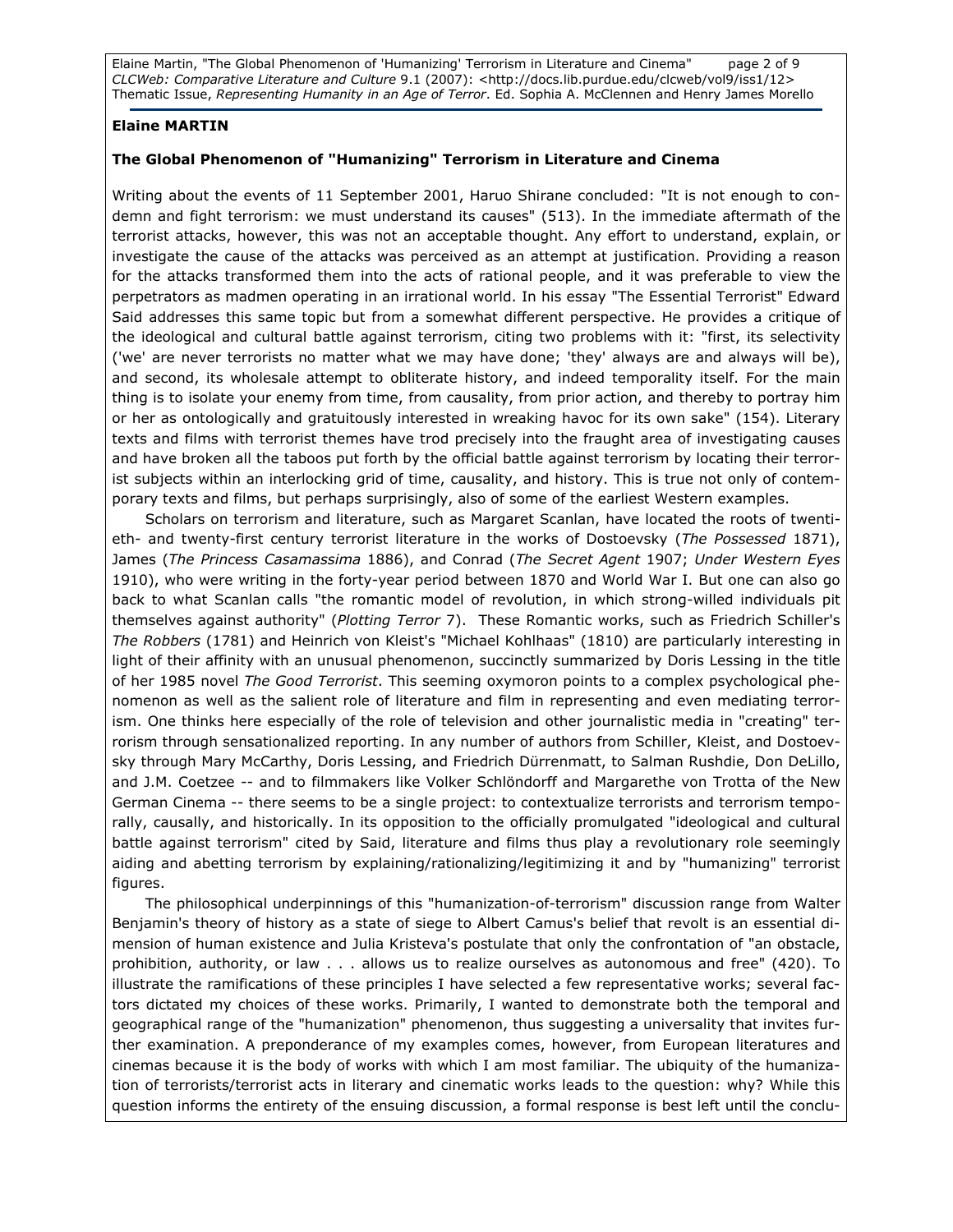**Elaine MARTIN**

**The Global Phenomenon of "Humanizing" Terrorism in Literature and Cinema**

Writing about the events of 11 September 2001, Haruo Shirane concluded: "It is not enough to condemn and fight terrorism: we must understand its causes" (513). In the immediate aftermath of the terrorist attacks, however, this was not an acceptable thought. Any effort to understand, explain, or investigate the cause of the attacks was perceived as an attempt at justification. Providing a reason for the attacks transformed them into the acts of rational people, and it was preferable to view the perpetrators as madmen operating in an irrational world. In his essay "The Essential Terrorist" Edward Said addresses this same topic but from a somewhat different perspective. He provides a critique of the ideological and cultural battle against terrorism, citing two problems with it: "first, its selectivity ('we' are never terrorists no matter what we may have done; 'they' always are and always will be), and second, its wholesale attempt to obliterate history, and indeed temporality itself. For the main thing is to isolate your enemy from time, from causality, from prior action, and thereby to portray him or her as ontologically and gratuitously interested in wreaking havoc for its own sake" (154). Literary texts and films with terrorist themes have trod precisely into the fraught area of investigating causes and have broken all the taboos put forth by the official battle against terrorism by locating their terrorist subjects within an interlocking grid of time, causality, and history. This is true not only of contemporary texts and films, but perhaps surprisingly, also of some of the earliest Western examples.

Scholars on terrorism and literature, such as Margaret Scanlan, have located the roots of twentieth- and twenty-first century terrorist literature in the works of Dostoevsky (*The Possessed* 1871), James (*The Princess Casamassima* 1886), and Conrad (*The Secret Agent* 1907; *Under Western Eyes* 1910), who were writing in the forty-year period between 1870 and World War I. But one can also go back to what Scanlan calls "the romantic model of revolution, in which strong-willed individuals pit themselves against authority" (*Plotting Terror* 7). These Romantic works, such as Friedrich Schiller's *The Robbers* (1781) and Heinrich von Kleist's "Michael Kohlhaas" (1810) are particularly interesting in light of their affinity with an unusual phenomenon, succinctly summarized by Doris Lessing in the title of her 1985 novel *The Good Terrorist*. This seeming oxymoron points to a complex psychological phenomenon as well as the salient role of literature and film in representing and even mediating terrorism. One thinks here especially of the role of television and other journalistic media in "creating" terrorism through sensationalized reporting. In any number of authors from Schiller, Kleist, and Dostoevsky through Mary McCarthy, Doris Lessing, and Friedrich Dürrenmatt, to Salman Rushdie, Don DeLillo, and J.M. Coetzee -- and to filmmakers like Volker Schlöndorff and Margarethe von Trotta of the New German Cinema -- there seems to be a single project: to contextualize terrorists and terrorism temporally, causally, and historically. In its opposition to the officially promulgated "ideological and cultural battle against terrorism" cited by Said, literature and films thus play a revolutionary role seemingly aiding and abetting terrorism by explaining/rationalizing/legitimizing it and by "humanizing" terrorist figures.

The philosophical underpinnings of this "humanization-of-terrorism" discussion range from Walter Benjamin's theory of history as a state of siege to Albert Camus's belief that revolt is an essential dimension of human existence and Julia Kristeva's postulate that only the confrontation of "an obstacle, prohibition, authority, or law . . . allows us to realize ourselves as autonomous and free" (420). To illustrate the ramifications of these principles I have selected a few representative works; several factors dictated my choices of these works. Primarily, I wanted to demonstrate both the temporal and geographical range of the "humanization" phenomenon, thus suggesting a universality that invites further examination. A preponderance of my examples comes, however, from European literatures and cinemas because it is the body of works with which I am most familiar. The ubiquity of the humanization of terrorists/terrorist acts in literary and cinematic works leads to the question: why? While this question informs the entirety of the ensuing discussion, a formal response is best left until the conclu-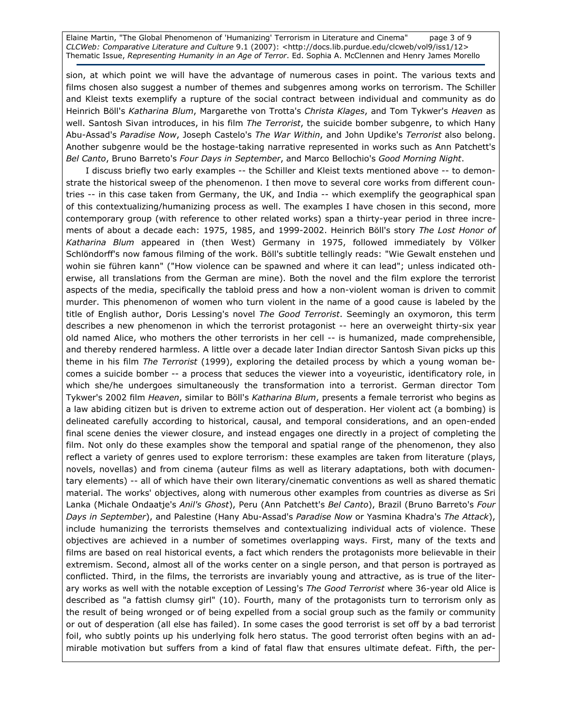sion, at which point we will have the advantage of numerous cases in point. The various texts and films chosen also suggest a number of themes and subgenres among works on terrorism. The Schiller and Kleist texts exemplify a rupture of the social contract between individual and community as do Heinrich Böll's *Katharina Blum*, Margarethe von Trotta's *Christa Klages*, and Tom Tykwer's *Heaven* as well. Santosh Sivan introduces, in his film *The Terrorist*, the suicide bomber subgenre, to which Hany Abu-Assad's *Paradise Now*, Joseph Castelo's *The War Within*, and John Updike's *Terrorist* also belong. Another subgenre would be the hostage-taking narrative represented in works such as Ann Patchett's *Bel Canto*, Bruno Barreto's *Four Days in September*, and Marco Bellochio's *Good Morning Night*.

I discuss briefly two early examples -- the Schiller and Kleist texts mentioned above -- to demonstrate the historical sweep of the phenomenon. I then move to several core works from different countries -- in this case taken from Germany, the UK, and India -- which exemplify the geographical span of this contextualizing/humanizing process as well. The examples I have chosen in this second, more contemporary group (with reference to other related works) span a thirty-year period in three increments of about a decade each: 1975, 1985, and 1999-2002. Heinrich Böll's story *The Lost Honor of Katharina Blum* appeared in (then West) Germany in 1975, followed immediately by Völker Schlöndorff's now famous filming of the work. Böll's subtitle tellingly reads: "Wie Gewalt enstehen und wohin sie führen kann" ("How violence can be spawned and where it can lead"; unless indicated otherwise, all translations from the German are mine). Both the novel and the film explore the terrorist aspects of the media, specifically the tabloid press and how a non-violent woman is driven to commit murder. This phenomenon of women who turn violent in the name of a good cause is labeled by the title of English author, Doris Lessing's novel *The Good Terrorist*. Seemingly an oxymoron, this term describes a new phenomenon in which the terrorist protagonist -- here an overweight thirty-six year old named Alice, who mothers the other terrorists in her cell -- is humanized, made comprehensible, and thereby rendered harmless. A little over a decade later Indian director Santosh Sivan picks up this theme in his film *The Terrorist* (1999), exploring the detailed process by which a young woman becomes a suicide bomber -- a process that seduces the viewer into a voyeuristic, identificatory role, in which she/he undergoes simultaneously the transformation into a terrorist. German director Tom Tykwer's 2002 film *Heaven*, similar to Böll's *Katharina Blum*, presents a female terrorist who begins as a law abiding citizen but is driven to extreme action out of desperation. Her violent act (a bombing) is delineated carefully according to historical, causal, and temporal considerations, and an open-ended final scene denies the viewer closure, and instead engages one directly in a project of completing the film. Not only do these examples show the temporal and spatial range of the phenomenon, they also reflect a variety of genres used to explore terrorism: these examples are taken from literature (plays, novels, novellas) and from cinema (auteur films as well as literary adaptations, both with documentary elements) -- all of which have their own literary/cinematic conventions as well as shared thematic material. The works' objectives, along with numerous other examples from countries as diverse as Sri Lanka (Michale Ondaatje's *Anil's Ghost*), Peru (Ann Patchett's *Bel Canto*), Brazil (Bruno Barreto's *Four Days in September*), and Palestine (Hany Abu-Assad's *Paradise Now* or Yasmina Khadra's *The Attack*), include humanizing the terrorists themselves and contextualizing individual acts of violence. These objectives are achieved in a number of sometimes overlapping ways. First, many of the texts and films are based on real historical events, a fact which renders the protagonists more believable in their extremism. Second, almost all of the works center on a single person, and that person is portrayed as conflicted. Third, in the films, the terrorists are invariably young and attractive, as is true of the literary works as well with the notable exception of Lessing's *The Good Terrorist* where 36-year old Alice is described as "a fattish clumsy girl" (10). Fourth, many of the protagonists turn to terrorism only as the result of being wronged or of being expelled from a social group such as the family or community or out of desperation (all else has failed). In some cases the good terrorist is set off by a bad terrorist foil, who subtly points up his underlying folk hero status. The good terrorist often begins with an admirable motivation but suffers from a kind of fatal flaw that ensures ultimate defeat. Fifth, the per-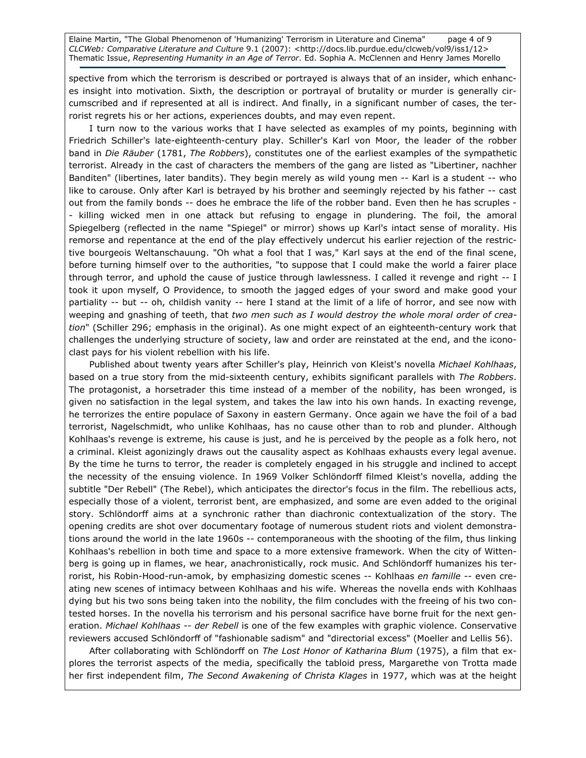spective from which the terrorism is described or portrayed is always that of an insider, which enhances insight into motivation. Sixth, the description or portrayal of brutality or murder is generally circumscribed and if represented at all is indirect. And finally, in a significant number of cases, the terrorist regrets his or her actions, experiences doubts, and may even repent.

I turn now to the various works that I have selected as examples of my points, beginning with Friedrich Schiller's late-eighteenth-century play. Schiller's Karl von Moor, the leader of the robber band in *Die Räuber* (1781, *The Robbers*), constitutes one of the earliest examples of the sympathetic terrorist. Already in the cast of characters the members of the gang are listed as "Libertiner, nachher Banditen" (libertines, later bandits). They begin merely as wild young men -- Karl is a student -- who like to carouse. Only after Karl is betrayed by his brother and seemingly rejected by his father -- cast out from the family bonds -- does he embrace the life of the robber band. Even then he has scruples -- killing wicked men in one attack but refusing to engage in plundering. The foil, the amoral Spiegelberg (reflected in the name "Spiegel" or mirror) shows up Karl's intact sense of morality. His remorse and repentance at the end of the play effectively undercut his earlier rejection of the restrictive bourgeois Weltanschauung. "Oh what a fool that I was," Karl says at the end of the final scene, before turning himself over to the authorities, "to suppose that I could make the world a fairer place through terror, and uphold the cause of justice through lawlessness. I called it revenge and right -- I took it upon myself, O Providence, to smooth the jagged edges of your sword and make good your partiality -- but -- oh, childish vanity -- here I stand at the limit of a life of horror, and see now with weeping and gnashing of teeth, that *two men such as I would destroy the whole moral order of creation*" (Schiller 296; emphasis in the original). As one might expect of an eighteenth-century work that challenges the underlying structure of society, law and order are reinstated at the end, and the iconoclast pays for his violent rebellion with his life.

Published about twenty years after Schiller's play, Heinrich von Kleist's novella *Michael Kohlhaas*, based on a true story from the mid-sixteenth century, exhibits significant parallels with *The Robbers*. The protagonist, a horsetrader this time instead of a member of the nobility, has been wronged, is given no satisfaction in the legal system, and takes the law into his own hands. In exacting revenge, he terrorizes the entire populace of Saxony in eastern Germany. Once again we have the foil of a bad terrorist, Nagelschmidt, who unlike Kohlhaas, has no cause other than to rob and plunder. Although Kohlhaas's revenge is extreme, his cause is just, and he is perceived by the people as a folk hero, not a criminal. Kleist agonizingly draws out the causality aspect as Kohlhaas exhausts every legal avenue. By the time he turns to terror, the reader is completely engaged in his struggle and inclined to accept the necessity of the ensuing violence. In 1969 Volker Schlöndorff filmed Kleist's novella, adding the subtitle "Der Rebell" (The Rebel), which anticipates the director's focus in the film. The rebellious acts, especially those of a violent, terrorist bent, are emphasized, and some are even added to the original story. Schlöndorff aims at a synchronic rather than diachronic contextualization of the story. The opening credits are shot over documentary footage of numerous student riots and violent demonstrations around the world in the late 1960s -- contemporaneous with the shooting of the film, thus linking Kohlhaas's rebellion in both time and space to a more extensive framework. When the city of Wittenberg is going up in flames, we hear, anachronistically, rock music. And Schlöndorff humanizes his terrorist, his Robin-Hood-run-amok, by emphasizing domestic scenes -- Kohlhaas *en famille* -- even creating new scenes of intimacy between Kohlhaas and his wife. Whereas the novella ends with Kohlhaas dying but his two sons being taken into the nobility, the film concludes with the freeing of his two contested horses. In the novella his terrorism and his personal sacrifice have borne fruit for the next generation. *Michael Kohlhaas -- der Rebell* is one of the few examples with graphic violence. Conservative reviewers accused Schlöndorff of "fashionable sadism" and "directorial excess" (Moeller and Lellis 56).

After collaborating with Schlöndorff on *The Lost Honor of Katharina Blum* (1975), a film that explores the terrorist aspects of the media, specifically the tabloid press, Margarethe von Trotta made her first independent film, *The Second Awakening of Christa Klages* in 1977, which was at the height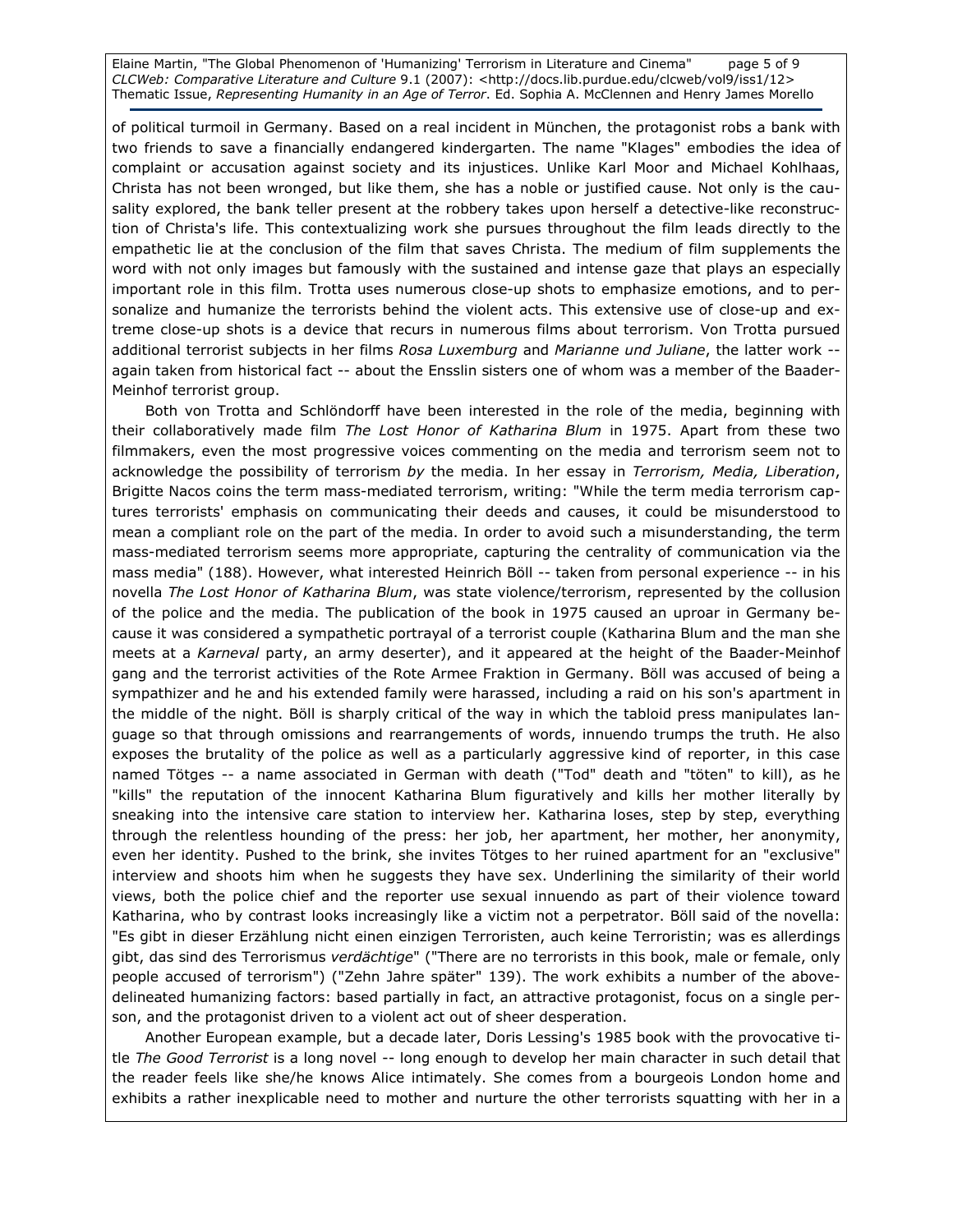of political turmoil in Germany. Based on a real incident in München, the protagonist robs a bank with two friends to save a financially endangered kindergarten. The name "Klages" embodies the idea of complaint or accusation against society and its injustices. Unlike Karl Moor and Michael Kohlhaas, Christa has not been wronged, but like them, she has a noble or justified cause. Not only is the causality explored, the bank teller present at the robbery takes upon herself a detective-like reconstruction of Christa's life. This contextualizing work she pursues throughout the film leads directly to the empathetic lie at the conclusion of the film that saves Christa. The medium of film supplements the word with not only images but famously with the sustained and intense gaze that plays an especially important role in this film. Trotta uses numerous close-up shots to emphasize emotions, and to personalize and humanize the terrorists behind the violent acts. This extensive use of close-up and extreme close-up shots is a device that recurs in numerous films about terrorism. Von Trotta pursued additional terrorist subjects in her films *Rosa Luxemburg* and *Marianne und Juliane*, the latter work -- again taken from historical fact -- about the Ensslin sisters one of whom was a member of the Baader-Meinhof terrorist group.

Both von Trotta and Schlöndorff have been interested in the role of the media, beginning with their collaboratively made film *The Lost Honor of Katharina Blum* in 1975. Apart from these two filmmakers, even the most progressive voices commenting on the media and terrorism seem not to acknowledge the possibility of terrorism *by* the media. In her essay in *Terrorism, Media, Liberation*, Brigitte Nacos coins the term mass-mediated terrorism, writing: "While the term media terrorism captures terrorists' emphasis on communicating their deeds and causes, it could be misunderstood to mean a compliant role on the part of the media. In order to avoid such a misunderstanding, the term mass-mediated terrorism seems more appropriate, capturing the centrality of communication via the mass media" (188). However, what interested Heinrich Böll -- taken from personal experience -- in his novella *The Lost Honor of Katharina Blum*, was state violence/terrorism, represented by the collusion of the police and the media. The publication of the book in 1975 caused an uproar in Germany because it was considered a sympathetic portrayal of a terrorist couple (Katharina Blum and the man she meets at a *Karneval* party, an army deserter), and it appeared at the height of the Baader-Meinhof gang and the terrorist activities of the Rote Armee Fraktion in Germany. Böll was accused of being a sympathizer and he and his extended family were harassed, including a raid on his son's apartment in the middle of the night. Böll is sharply critical of the way in which the tabloid press manipulates language so that through omissions and rearrangements of words, innuendo trumps the truth. He also exposes the brutality of the police as well as a particularly aggressive kind of reporter, in this case named Tötges -- a name associated in German with death ("Tod" death and "töten" to kill), as he "kills" the reputation of the innocent Katharina Blum figuratively and kills her mother literally by sneaking into the intensive care station to interview her. Katharina loses, step by step, everything through the relentless hounding of the press: her job, her apartment, her mother, her anonymity, even her identity. Pushed to the brink, she invites Tötges to her ruined apartment for an "exclusive" interview and shoots him when he suggests they have sex. Underlining the similarity of their world views, both the police chief and the reporter use sexual innuendo as part of their violence toward Katharina, who by contrast looks increasingly like a victim not a perpetrator. Böll said of the novella: "Es gibt in dieser Erzählung nicht einen einzigen Terroristen, auch keine Terroristin; was es allerdings gibt, das sind des Terrorismus *verdächtige*" ("There are no terrorists in this book, male or female, only people accused of terrorism") ("Zehn Jahre später" 139). The work exhibits a number of the above-delineated humanizing factors: based partially in fact, an attractive protagonist, focus on a single person, and the protagonist driven to a violent act out of sheer desperation.

Another European example, but a decade later, Doris Lessing's 1985 book with the provocative title *The Good Terrorist* is a long novel -- long enough to develop her main character in such detail that the reader feels like she/he knows Alice intimately. She comes from a bourgeois London home and exhibits a rather inexplicable need to mother and nurture the other terrorists squatting with her in a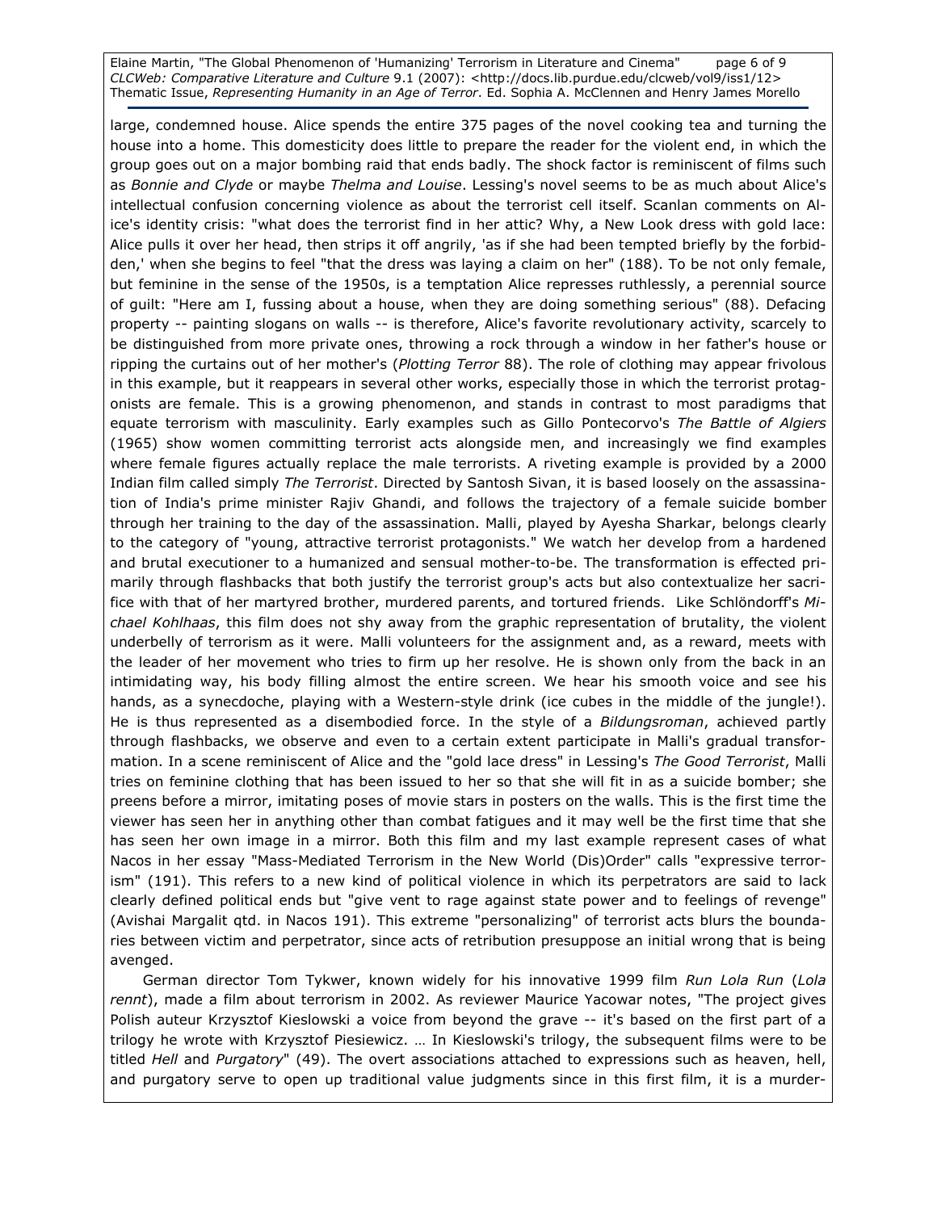large, condemned house. Alice spends the entire 375 pages of the novel cooking tea and turning the house into a home. This domesticity does little to prepare the reader for the violent end, in which the group goes out on a major bombing raid that ends badly. The shock factor is reminiscent of films such as *Bonnie and Clyde* or maybe *Thelma and Louise*. Lessing's novel seems to be as much about Alice's intellectual confusion concerning violence as about the terrorist cell itself. Scanlan comments on Alice's identity crisis: "what does the terrorist find in her attic? Why, a New Look dress with gold lace: Alice pulls it over her head, then strips it off angrily, 'as if she had been tempted briefly by the forbidden,' when she begins to feel "that the dress was laying a claim on her" (188). To be not only female, but feminine in the sense of the 1950s, is a temptation Alice represses ruthlessly, a perennial source of guilt: "Here am I, fussing about a house, when they are doing something serious" (88). Defacing property -- painting slogans on walls -- is therefore, Alice's favorite revolutionary activity, scarcely to be distinguished from more private ones, throwing a rock through a window in her father's house or ripping the curtains out of her mother's (*Plotting Terror* 88). The role of clothing may appear frivolous in this example, but it reappears in several other works, especially those in which the terrorist protagonists are female. This is a growing phenomenon, and stands in contrast to most paradigms that equate terrorism with masculinity. Early examples such as Gillo Pontecorvo's *The Battle of Algiers* (1965) show women committing terrorist acts alongside men, and increasingly we find examples where female figures actually replace the male terrorists. A riveting example is provided by a 2000 Indian film called simply *The Terrorist*. Directed by Santosh Sivan, it is based loosely on the assassination of India's prime minister Rajiv Ghandi, and follows the trajectory of a female suicide bomber through her training to the day of the assassination. Malli, played by Ayesha Sharkar, belongs clearly to the category of "young, attractive terrorist protagonists." We watch her develop from a hardened and brutal executioner to a humanized and sensual mother-to-be. The transformation is effected primarily through flashbacks that both justify the terrorist group's acts but also contextualize her sacrifice with that of her martyred brother, murdered parents, and tortured friends. Like Schlöndorff's *Michael Kohlhaas*, this film does not shy away from the graphic representation of brutality, the violent underbelly of terrorism as it were. Malli volunteers for the assignment and, as a reward, meets with the leader of her movement who tries to firm up her resolve. He is shown only from the back in an intimidating way, his body filling almost the entire screen. We hear his smooth voice and see his hands, as a synecdoche, playing with a Western-style drink (ice cubes in the middle of the jungle!). He is thus represented as a disembodied force. In the style of a *Bildungsroman*, achieved partly through flashbacks, we observe and even to a certain extent participate in Malli's gradual transformation. In a scene reminiscent of Alice and the "gold lace dress" in Lessing's *The Good Terrorist*, Malli tries on feminine clothing that has been issued to her so that she will fit in as a suicide bomber; she preens before a mirror, imitating poses of movie stars in posters on the walls. This is the first time the viewer has seen her in anything other than combat fatigues and it may well be the first time that she has seen her own image in a mirror. Both this film and my last example represent cases of what Nacos in her essay "Mass-Mediated Terrorism in the New World (Dis)Order" calls "expressive terrorism" (191). This refers to a new kind of political violence in which its perpetrators are said to lack clearly defined political ends but "give vent to rage against state power and to feelings of revenge" (Avishai Margalit qtd. in Nacos 191). This extreme "personalizing" of terrorist acts blurs the boundaries between victim and perpetrator, since acts of retribution presuppose an initial wrong that is being avenged.

German director Tom Tykwer, known widely for his innovative 1999 film *Run Lola Run* (*Lola rennt*), made a film about terrorism in 2002. As reviewer Maurice Yacowar notes, "The project gives Polish auteur Krzysztof Kieslowski a voice from beyond the grave -- it's based on the first part of a trilogy he wrote with Krzysztof Piesiewicz. … In Kieslowski's trilogy, the subsequent films were to be titled *Hell* and *Purgatory*" (49). The overt associations attached to expressions such as heaven, hell, and purgatory serve to open up traditional value judgments since in this first film, it is a murder-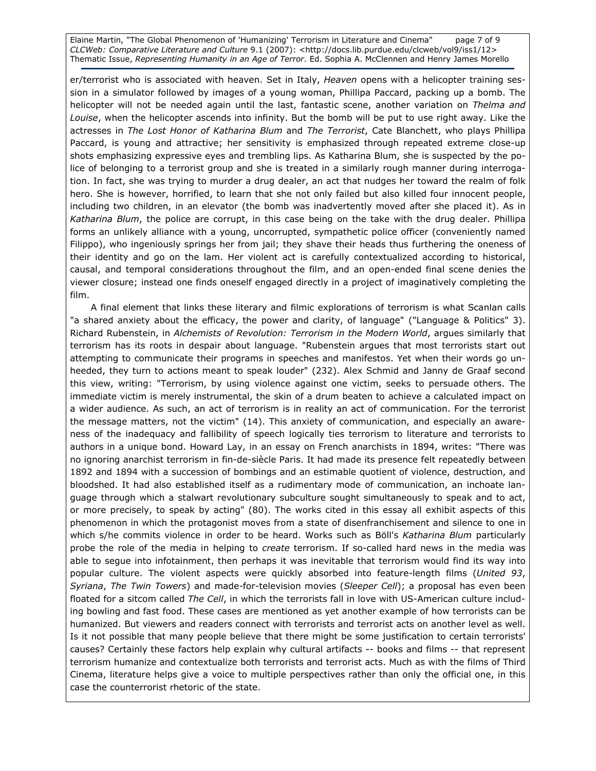er/terrorist who is associated with heaven. Set in Italy, *Heaven* opens with a helicopter training session in a simulator followed by images of a young woman, Phillipa Paccard, packing up a bomb. The helicopter will not be needed again until the last, fantastic scene, another variation on *Thelma and Louise*, when the helicopter ascends into infinity. But the bomb will be put to use right away. Like the actresses in *The Lost Honor of Katharina Blum* and *The Terrorist*, Cate Blanchett, who plays Phillipa Paccard, is young and attractive; her sensitivity is emphasized through repeated extreme close-up shots emphasizing expressive eyes and trembling lips. As Katharina Blum, she is suspected by the police of belonging to a terrorist group and she is treated in a similarly rough manner during interrogation. In fact, she was trying to murder a drug dealer, an act that nudges her toward the realm of folk hero. She is however, horrified, to learn that she not only failed but also killed four innocent people, including two children, in an elevator (the bomb was inadvertently moved after she placed it). As in *Katharina Blum*, the police are corrupt, in this case being on the take with the drug dealer. Phillipa forms an unlikely alliance with a young, uncorrupted, sympathetic police officer (conveniently named Filippo), who ingeniously springs her from jail; they shave their heads thus furthering the oneness of their identity and go on the lam. Her violent act is carefully contextualized according to historical, causal, and temporal considerations throughout the film, and an open-ended final scene denies the viewer closure; instead one finds oneself engaged directly in a project of imaginatively completing the film.

A final element that links these literary and filmic explorations of terrorism is what Scanlan calls "a shared anxiety about the efficacy, the power and clarity, of language" ("Language & Politics" 3). Richard Rubenstein, in *Alchemists of Revolution: Terrorism in the Modern World*, argues similarly that terrorism has its roots in despair about language. "Rubenstein argues that most terrorists start out attempting to communicate their programs in speeches and manifestos. Yet when their words go unheeded, they turn to actions meant to speak louder" (232). Alex Schmid and Janny de Graaf second this view, writing: "Terrorism, by using violence against one victim, seeks to persuade others. The immediate victim is merely instrumental, the skin of a drum beaten to achieve a calculated impact on a wider audience. As such, an act of terrorism is in reality an act of communication. For the terrorist the message matters, not the victim" (14). This anxiety of communication, and especially an awareness of the inadequacy and fallibility of speech logically ties terrorism to literature and terrorists to authors in a unique bond. Howard Lay, in an essay on French anarchists in 1894, writes: "There was no ignoring anarchist terrorism in fin-de-siècle Paris. It had made its presence felt repeatedly between 1892 and 1894 with a succession of bombings and an estimable quotient of violence, destruction, and bloodshed. It had also established itself as a rudimentary mode of communication, an inchoate language through which a stalwart revolutionary subculture sought simultaneously to speak and to act, or more precisely, to speak by acting" (80). The works cited in this essay all exhibit aspects of this phenomenon in which the protagonist moves from a state of disenfranchisement and silence to one in which s/he commits violence in order to be heard. Works such as Böll's *Katharina Blum* particularly probe the role of the media in helping to *create* terrorism. If so-called hard news in the media was able to segue into infotainment, then perhaps it was inevitable that terrorism would find its way into popular culture. The violent aspects were quickly absorbed into feature-length films (*United 93*, *Syriana*, *The Twin Towers*) and made-for-television movies (*Sleeper Cell*); a proposal has even been floated for a sitcom called *The Cell*, in which the terrorists fall in love with US-American culture including bowling and fast food. These cases are mentioned as yet another example of how terrorists can be humanized. But viewers and readers connect with terrorists and terrorist acts on another level as well. Is it not possible that many people believe that there might be some justification to certain terrorists' causes? Certainly these factors help explain why cultural artifacts -- books and films -- that represent terrorism humanize and contextualize both terrorists and terrorist acts. Much as with the films of Third Cinema, literature helps give a voice to multiple perspectives rather than only the official one, in this case the counterrorist rhetoric of the state.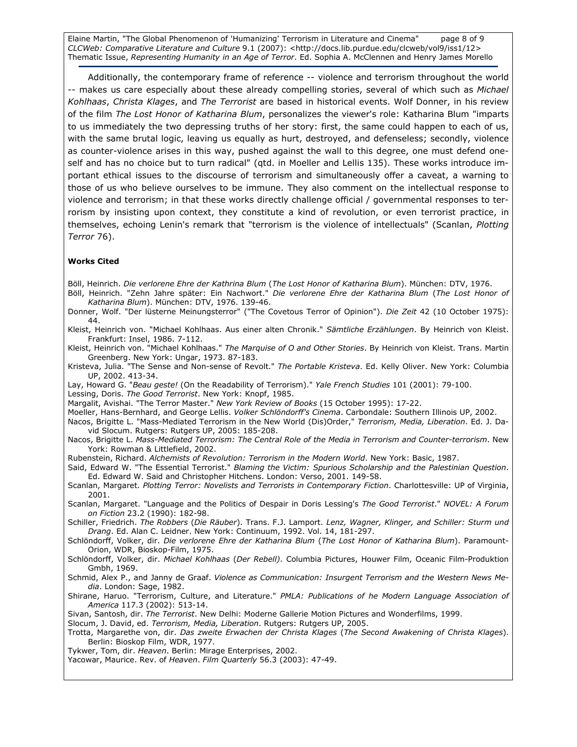Additionally, the contemporary frame of reference -- violence and terrorism throughout the world -- makes us care especially about these already compelling stories, several of which such as *Michael Kohlhaas*, *Christa Klages*, and *The Terrorist* are based in historical events. Wolf Donner, in his review of the film *The Lost Honor of Katharina Blum*, personalizes the viewer's role: Katharina Blum "imparts to us immediately the two depressing truths of her story: first, the same could happen to each of us, with the same brutal logic, leaving us equally as hurt, destroyed, and defenseless; secondly, violence as counter-violence arises in this way, pushed against the wall to this degree, one must defend one-self and has no choice but to turn radical" (qtd. in Moeller and Lellis 135). These works introduce important ethical issues to the discourse of terrorism and simultaneously offer a caveat, a warning to those of us who believe ourselves to be immune. They also comment on the intellectual response to violence and terrorism; in that these works directly challenge official / governmental responses to terrorism by insisting upon context, they constitute a kind of revolution, or even terrorist practice, in themselves, echoing Lenin's remark that "terrorism is the violence of intellectuals" (Scanlan, *Plotting Terror* 76).

**Works Cited**

Böll, Heinrich. *Die verlorene Ehre der Kathrina Blum* (*The Lost Honor of Katharina Blum*). München: DTV, 1976.

Böll, Heinrich. "Zehn Jahre später: Ein Nachwort." *Die verlorene Ehre der Katharina Blum* (*The Lost Honor of Katharina Blum*). München: DTV, 1976. 139-46.

Donner, Wolf. "Der lüsterne Meinungsterror" ("The Covetous Terror of Opinion"). *Die Zeit* 42 (10 October 1975): 44.

Kleist, Heinrich von. "Michael Kohlhaas. Aus einer alten Chronik." *Sämtliche Erzählungen*. By Heinrich von Kleist. Frankfurt: Insel, 1986. 7-112.

Kleist, Heinrich von. "Michael Kohlhaas." *The Marquise of O and Other Stories*. By Heinrich von Kleist. Trans. Martin Greenberg. New York: Ungar, 1973. 87-183.

Kristeva, Julia. "The Sense and Non-sense of Revolt." *The Portable Kristeva*. Ed. Kelly Oliver. New York: Columbia UP, 2002. 413-34.

Lay, Howard G. "*Beau geste!* (On the Readability of Terrorism)." *Yale French Studies* 101 (2001): 79-100.

Lessing, Doris. *The Good Terrorist*. New York: Knopf, 1985.

Margalit, Avishai. "The Terror Master." *New York Review of Books* (15 October 1995): 17-22.

Moeller, Hans-Bernhard, and George Lellis. *Volker Schlöndorff's Cinema*. Carbondale: Southern Illinois UP, 2002.

Nacos, Brigitte L. "Mass-Mediated Terrorism in the New World (Dis)Order," *Terrorism, Media, Liberation*. Ed. J. David Slocum. Rutgers: Rutgers UP, 2005: 185-208.

Nacos, Brigitte L. *Mass-Mediated Terrorism: The Central Role of the Media in Terrorism and Counter-terrorism*. New York: Rowman & Littlefield, 2002.

Rubenstein, Richard. *Alchemists of Revolution: Terrorism in the Modern World*. New York: Basic, 1987.

Said, Edward W. "The Essential Terrorist." *Blaming the Victim: Spurious Scholarship and the Palestinian Question*. Ed. Edward W. Said and Christopher Hitchens. London: Verso, 2001. 149-58.

Scanlan, Margaret. *Plotting Terror: Novelists and Terrorists in Contemporary Fiction*. Charlottesville: UP of Virginia, 2001.

Scanlan, Margaret. "Language and the Politics of Despair in Doris Lessing's *The Good Terrorist*." *NOVEL: A Forum on Fiction* 23.2 (1990): 182-98.

Schiller, Friedrich. *The Robbers* (*Die Räuber*). Trans. F.J. Lamport. *Lenz, Wagner, Klinger, and Schiller: Sturm und Drang*. Ed. Alan C. Leidner. New York: Continuum, 1992. Vol. 14, 181-297.

Schlöndorff, Volker, dir. *Die verlorene Ehre der Katharina Blum* (*The Lost Honor of Katharina Blum*). Paramount-Orion, WDR, Bioskop-Film, 1975.

Schlöndorff, Volker, dir. *Michael Kohlhaas* (*Der Rebell)*. Columbia Pictures, Houwer Film, Oceanic Film-Produktion Gmbh, 1969.

Schmid, Alex P., and Janny de Graaf. *Violence as Communication: Insurgent Terrorism and the Western News Media*. London: Sage, 1982.

Shirane, Haruo. "Terrorism, Culture, and Literature." *PMLA: Publications of he Modern Language Association of America* 117.3 (2002): 513-14.

Sivan, Santosh, dir. *The Terrorist*. New Delhi: Moderne Gallerie Motion Pictures and Wonderfilms, 1999.

Slocum, J. David, ed. *Terrorism, Media, Liberation*. Rutgers: Rutgers UP, 2005.

Trotta, Margarethe von, dir. *Das zweite Erwachen der Christa Klages* (*The Second Awakening of Christa Klages*). Berlin: Bioskop Film, WDR, 1977.

Tykwer, Tom, dir. *Heaven*. Berlin: Mirage Enterprises, 2002.

Yacowar, Maurice. Rev. of *Heaven*. *Film Quarterly* 56.3 (2003): 47-49.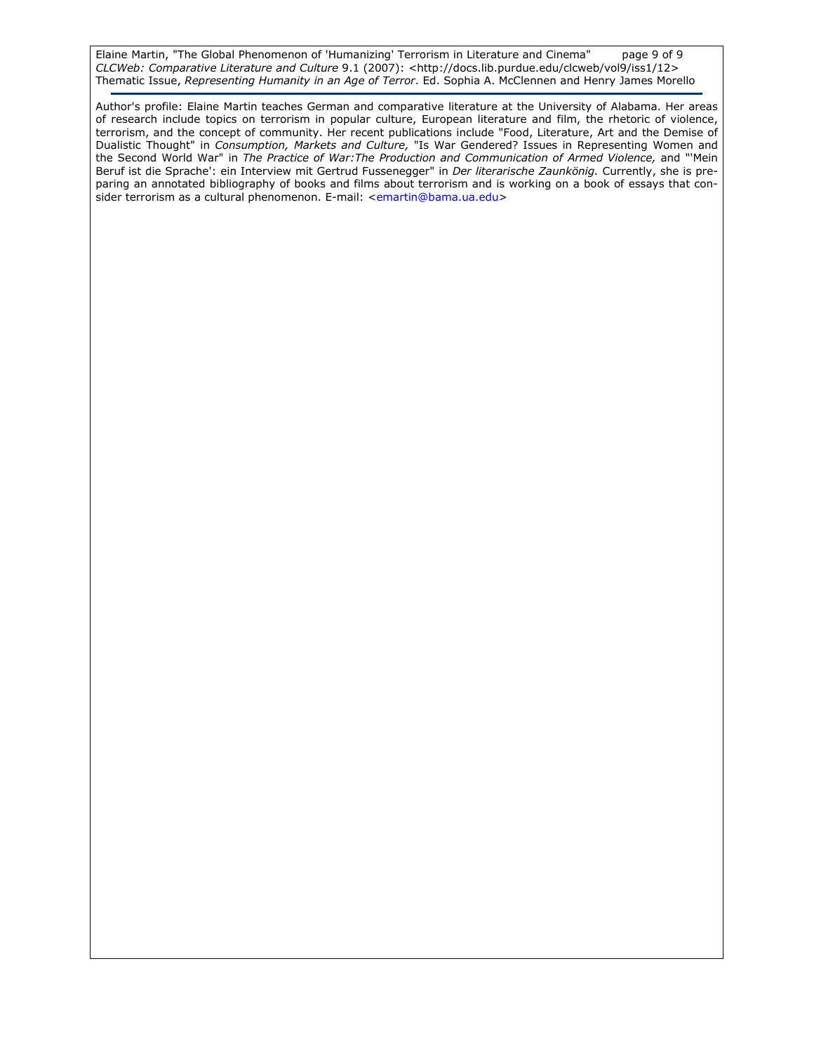Author's profile: Elaine Martin teaches German and comparative literature at the University of Alabama. Her areas of research include topics on terrorism in popular culture, European literature and film, the rhetoric of violence, terrorism, and the concept of community. Her recent publications include "Food, Literature, Art and the Demise of Dualistic Thought" in *Consumption, Markets and Culture,* "Is War Gendered? Issues in Representing Women and the Second World War" in *The Practice of War:The Production and Communication of Armed Violence,* and "'Mein Beruf ist die Sprache': ein Interview mit Gertrud Fussenegger" in *Der literarische Zaunkönig.* Currently, she is preparing an annotated bibliography of books and films about terrorism and is working on a book of essays that consider terrorism as a cultural phenomenon. E-mail: <emartin@bama.ua.edu>